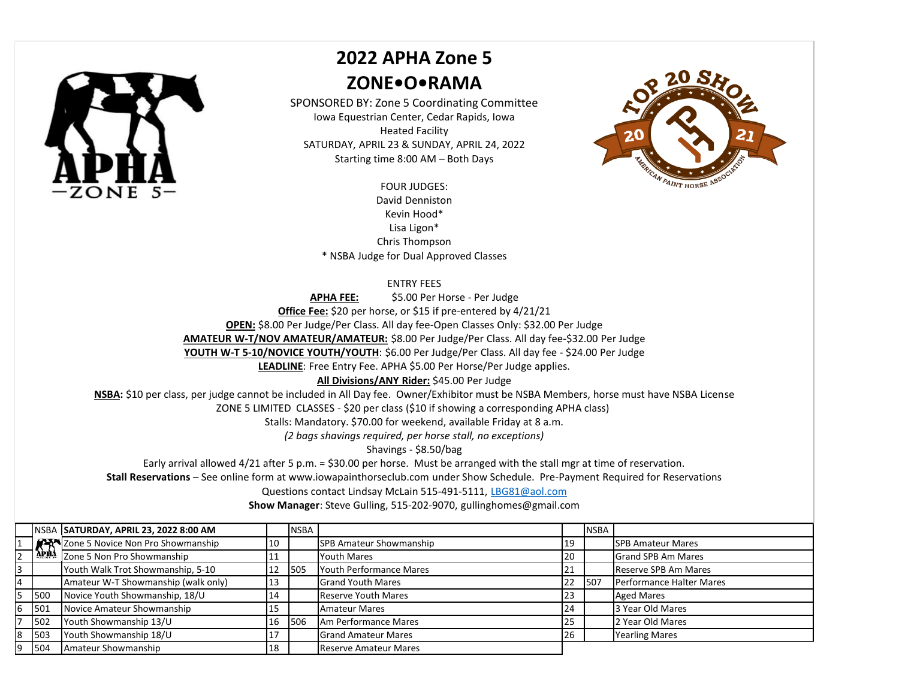# 2022 APHA Zone 5

# ZONE•O•RAMA

SPONSORED BY: Zone 5 Coordinating Committee
Iowa Equestrian Center, Cedar Rapids, Iowa
Heated Facility
SATURDAY, APRIL 23 & SUNDAY, APRIL 24, 2022
Starting time 8:00 AM – Both Days

FOUR JUDGES:
David Denniston
Kevin Hood*
Lisa Ligon*
Chris Thompson
* NSBA Judge for Dual Approved Classes

ENTRY FEES

**APHA FEE:** $5.00 Per Horse - Per Judge

**Office Fee:** $20 per horse, or $15 if pre-entered by 4/21/21

**OPEN:** $8.00 Per Judge/Per Class. All day fee-Open Classes Only: $32.00 Per Judge

**AMATEUR W-T/NOV AMATEUR/AMATEUR:** $8.00 Per Judge/Per Class. All day fee-$32.00 Per Judge

**YOUTH W-T 5-10/NOVICE YOUTH/YOUTH**: $6.00 Per Judge/Per Class. All day fee - $24.00 Per Judge

**LEADLINE**: Free Entry Fee. APHA $5.00 Per Horse/Per Judge applies.

**All Divisions/ANY Rider:** $45.00 Per Judge

**NSBA:** $10 per class, per judge cannot be included in All Day fee. Owner/Exhibitor must be NSBA Members, horse must have NSBA License

ZONE 5 LIMITED CLASSES - $20 per class ($10 if showing a corresponding APHA class)

Stalls: Mandatory. $70.00 for weekend, available Friday at 8 a.m.

*(2 bags shavings required, per horse stall, no exceptions)*

Shavings - $8.50/bag

Early arrival allowed 4/21 after 5 p.m. = $30.00 per horse. Must be arranged with the stall mgr at time of reservation.

**Stall Reservations** – See online form at www.iowapainthorseclub.com under Show Schedule. Pre-Payment Required for Reservations

Questions contact Lindsay McLain 515-491-5111, LBG81@aol.com

**Show Manager**: Steve Gulling, 515-202-9070, gullinghomes@gmail.com

| | NSBA | SATURDAY, APRIL 23, 2022 8:00 AM | | NSBA | | | NSBA | |
|---|---|---|---|---|---|---|---|---|
| 1 | | Zone 5 Novice Non Pro Showmanship | 10 | | SPB Amateur Showmanship | 19 | | SPB Amateur Mares |
| 2 | | Zone 5 Non Pro Showmanship | 11 | | Youth Mares | 20 | | Grand SPB Am Mares |
| 3 | | Youth Walk Trot Showmanship, 5-10 | 12 | 505 | Youth Performance Mares | 21 | | Reserve SPB Am Mares |
| 4 | | Amateur W-T Showmanship (walk only) | 13 | | Grand Youth Mares | 22 | 507 | Performance Halter Mares |
| 5 | 500 | Novice Youth Showmanship, 18/U | 14 | | Reserve Youth Mares | 23 | | Aged Mares |
| 6 | 501 | Novice Amateur Showmanship | 15 | | Amateur Mares | 24 | | 3 Year Old Mares |
| 7 | 502 | Youth Showmanship 13/U | 16 | 506 | Am Performance Mares | 25 | | 2 Year Old Mares |
| 8 | 503 | Youth Showmanship 18/U | 17 | | Grand Amateur Mares | 26 | | Yearling Mares |
| 9 | 504 | Amateur Showmanship | 18 | | Reserve Amateur Mares | | | |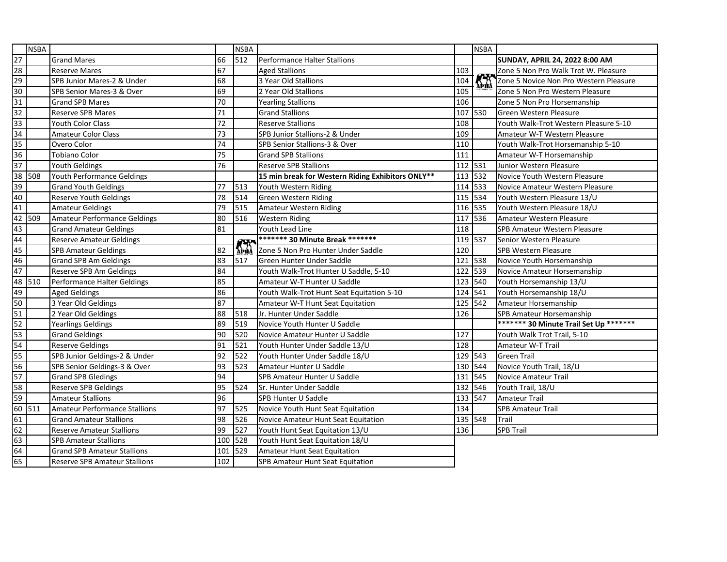| | NSBA | | | NSBA | | | NSBA | |
|---|---|---|---|---|---|---|---|---|
| 27 | | Grand Mares | 66 | 512 | Performance Halter Stallions | | | **SUNDAY, APRIL 24, 2022 8:00 AM** |
| 28 | | Reserve Mares | 67 | | Aged Stallions | 103 | | Zone 5 Non Pro Walk Trot W. Pleasure |
| 29 | | SPB Junior Mares-2 & Under | 68 | | 3 Year Old Stallions | 104 | | Zone 5 Novice Non Pro Western Pleasure |
| 30 | | SPB Senior Mares-3 & Over | 69 | | 2 Year Old Stallions | 105 | | Zone 5 Non Pro Western Pleasure |
| 31 | | Grand SPB Mares | 70 | | Yearling Stallions | 106 | | Zone 5 Non Pro Horsemanship |
| 32 | | Reserve SPB Mares | 71 | | Grand Stallions | 107 | 530 | Green Western Pleasure |
| 33 | | Youth Color Class | 72 | | Reserve Stallions | 108 | | Youth Walk-Trot Western Pleasure 5-10 |
| 34 | | Amateur Color Class | 73 | | SPB Junior Stallions-2 & Under | 109 | | Amateur W-T Western Pleasure |
| 35 | | Overo Color | 74 | | SPB Senior Stallions-3 & Over | 110 | | Youth Walk-Trot Horsemanship 5-10 |
| 36 | | Tobiano Color | 75 | | Grand SPB Stallions | 111 | | Amateur W-T Horsemanship |
| 37 | | Youth Geldings | 76 | | Reserve SPB Stallions | 112 | 531 | Junior Western Pleasure |
| 38 | 508 | Youth Performance Geldings | | | **15 min break for Western Riding Exhibitors ONLY**** | 113 | 532 | Novice Youth Western Pleasure |
| 39 | | Grand Youth Geldings | 77 | 513 | Youth Western Riding | 114 | 533 | Novice Amateur Western Pleasure |
| 40 | | Reserve Youth Geldings | 78 | 514 | Green Western Riding | 115 | 534 | Youth Western Pleasure 13/U |
| 41 | | Amateur Geldings | 79 | 515 | Amateur Western Riding | 116 | 535 | Youth Western Pleasure 18/U |
| 42 | 509 | Amateur Performance Geldings | 80 | 516 | Western Riding | 117 | 536 | Amateur Western Pleasure |
| 43 | | Grand Amateur Geldings | 81 | | Youth Lead Line | 118 | | SPB Amateur Western Pleasure |
| 44 | | Reserve Amateur Geldings | | | **\*\*\*\*\*\*\* 30 Minute Break \*\*\*\*\*\*\*** | 119 | 537 | Senior Western Pleasure |
| 45 | | SPB Amateur Geldings | 82 | | Zone 5 Non Pro Hunter Under Saddle | 120 | | SPB Western Pleasure |
| 46 | | Grand SPB Am Geldings | 83 | 517 | Green Hunter Under Saddle | 121 | 538 | Novice Youth Horsemanship |
| 47 | | Reserve SPB Am Geldings | 84 | | Youth Walk-Trot Hunter U Saddle, 5-10 | 122 | 539 | Novice Amateur Horsemanship |
| 48 | 510 | Performance Halter Geldings | 85 | | Amateur W-T Hunter U Saddle | 123 | 540 | Youth Horsemanship 13/U |
| 49 | | Aged Geldings | 86 | | Youth Walk-Trot Hunt Seat Equitation 5-10 | 124 | 541 | Youth Horsemanship 18/U |
| 50 | | 3 Year Old Geldings | 87 | | Amateur W-T Hunt Seat Equitation | 125 | 542 | Amateur Horsemanship |
| 51 | | 2 Year Old Geldings | 88 | 518 | Jr. Hunter Under Saddle | 126 | | SPB Amateur Horsemanship |
| 52 | | Yearlings Geldings | 89 | 519 | Novice Youth Hunter U Saddle | | | **\*\*\*\*\*\*\* 30 Minute Trail Set Up \*\*\*\*\*\*\*** |
| 53 | | Grand Geldings | 90 | 520 | Novice Amateur Hunter U Saddle | 127 | | Youth Walk Trot Trail, 5-10 |
| 54 | | Reserve Geldings | 91 | 521 | Youth Hunter Under Saddle 13/U | 128 | | Amateur W-T Trail |
| 55 | | SPB Junior Geldings-2 & Under | 92 | 522 | Youth Hunter Under Saddle 18/U | 129 | 543 | Green Trail |
| 56 | | SPB Senior Geldings-3 & Over | 93 | 523 | Amateur Hunter U Saddle | 130 | 544 | Novice Youth Trail, 18/U |
| 57 | | Grand SPB Gledings | 94 | | SPB Amateur Hunter U Saddle | 131 | 545 | Novice Amateur Trail |
| 58 | | Reserve SPB Geldings | 95 | 524 | Sr. Hunter Under Saddle | 132 | 546 | Youth Trail, 18/U |
| 59 | | Amateur Stallions | 96 | | SPB Hunter U Saddle | 133 | 547 | Amateur Trail |
| 60 | 511 | Amateur Performance Stallions | 97 | 525 | Novice Youth Hunt Seat Equitation | 134 | | SPB Amateur Trail |
| 61 | | Grand Amateur Stallions | 98 | 526 | Novice Amateur Hunt Seat Equitation | 135 | 548 | Trail |
| 62 | | Reserve Amateur Stallions | 99 | 527 | Youth Hunt Seat Equitation 13/U | 136 | | SPB Trail |
| 63 | | SPB Amateur Stallions | 100 | 528 | Youth Hunt Seat Equitation 18/U | | | |
| 64 | | Grand SPB Amateur Stallions | 101 | 529 | Amateur Hunt Seat Equitation | | | |
| 65 | | Reserve SPB Amateur Stallions | 102 | | SPB Amateur Hunt Seat Equitation | | | |